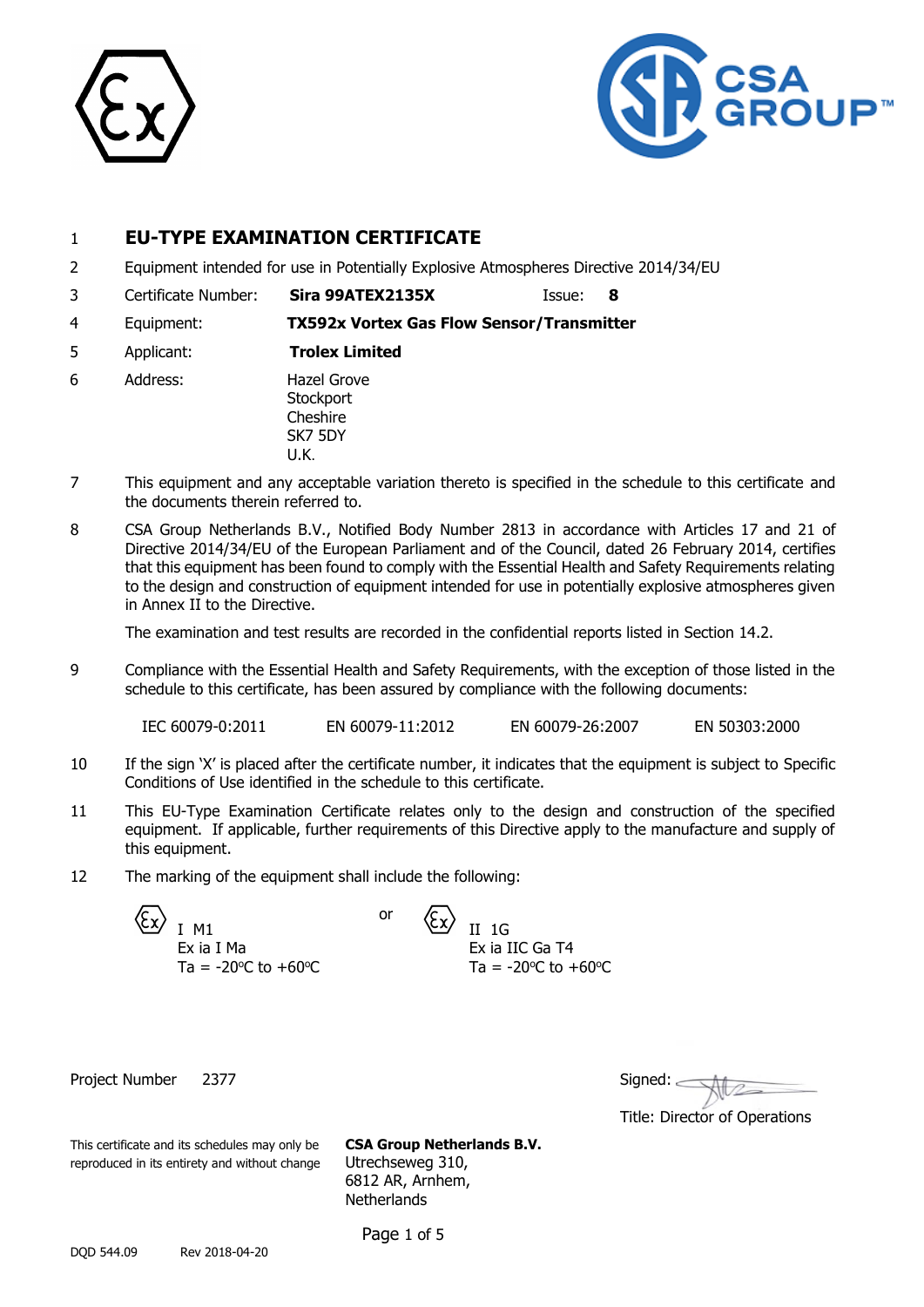1 **EU-TYPE EXAMINATION CERTIFICATE**

2 Equipment intended for use in Potentially Explosive Atmospheres Directive 2014/34/EU

3 Certificate Number: **Sira 99ATEX2135X** Issue: **8**

4 Equipment: **TX592x Vortex Gas Flow Sensor/Transmitter**

5 Applicant: **Trolex Limited**

6 Address: Hazel Grove
Stockport
Cheshire
SK7 5DY
U.K.

7 This equipment and any acceptable variation thereto is specified in the schedule to this certificate and the documents therein referred to.

8 CSA Group Netherlands B.V., Notified Body Number 2813 in accordance with Articles 17 and 21 of Directive 2014/34/EU of the European Parliament and of the Council, dated 26 February 2014, certifies that this equipment has been found to comply with the Essential Health and Safety Requirements relating to the design and construction of equipment intended for use in potentially explosive atmospheres given in Annex II to the Directive.

The examination and test results are recorded in the confidential reports listed in Section 14.2.

9 Compliance with the Essential Health and Safety Requirements, with the exception of those listed in the schedule to this certificate, has been assured by compliance with the following documents:

IEC 60079-0:2011 EN 60079-11:2012 EN 60079-26:2007 EN 50303:2000

10 If the sign 'X' is placed after the certificate number, it indicates that the equipment is subject to Specific Conditions of Use identified in the schedule to this certificate.

11 This EU-Type Examination Certificate relates only to the design and construction of the specified equipment. If applicable, further requirements of this Directive apply to the manufacture and supply of this equipment.

12 The marking of the equipment shall include the following:

Ⓔx I M1
Ex ia I Ma
Ta = -20°C to +60°C

or

Ⓔx II 1G
Ex ia IIC Ga T4
Ta = -20°C to +60°C

Project Number 2377

Signed:

Title: Director of Operations

This certificate and its schedules may only be reproduced in its entirety and without change

**CSA Group Netherlands B.V.**
Utrechseweg 310,
6812 AR, Arnhem,
Netherlands

DQD 544.09 Rev 2018-04-20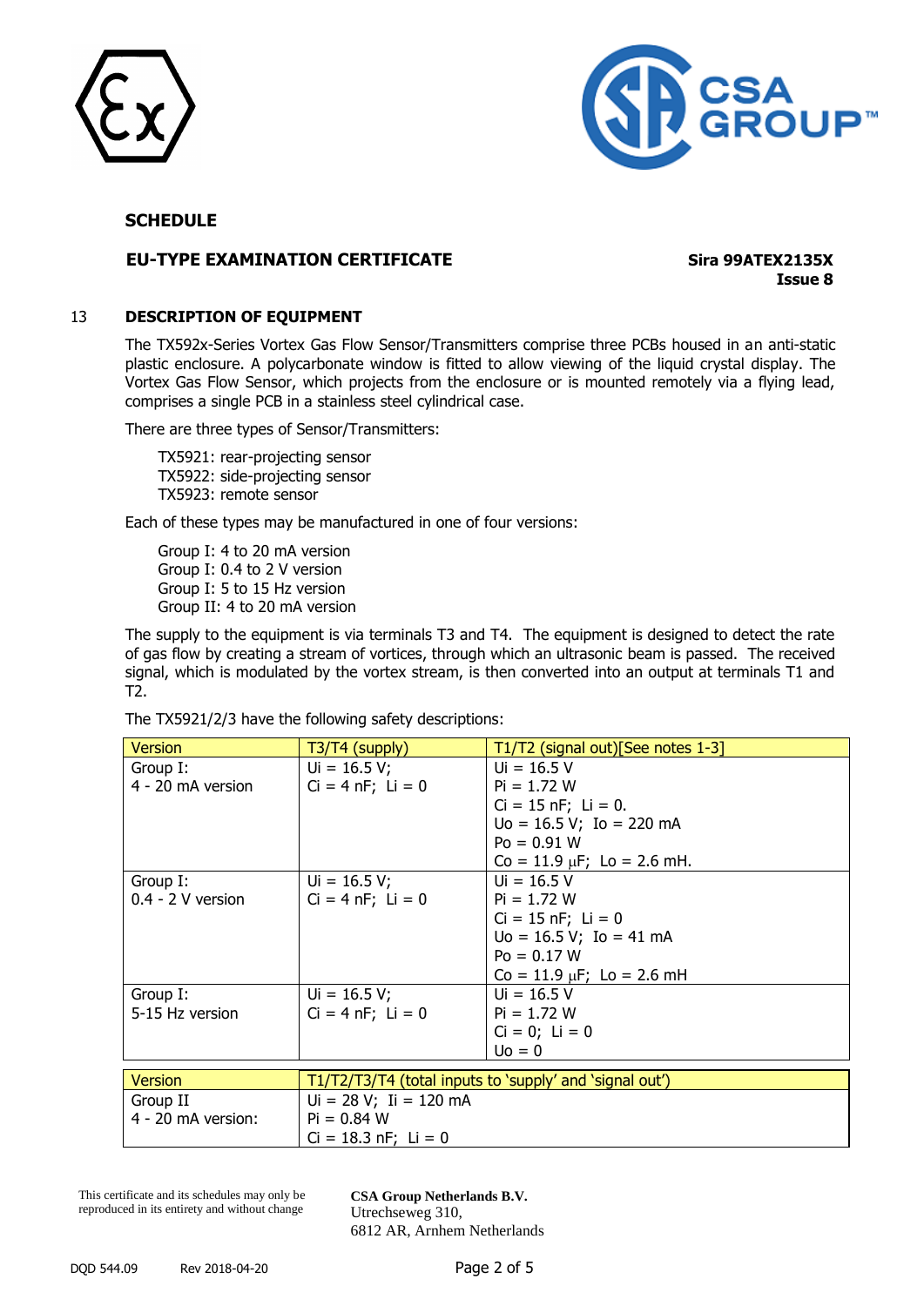## SCHEDULE

**EU-TYPE EXAMINATION CERTIFICATE** **Sira 99ATEX2135X**
**Issue 8**

## 13 DESCRIPTION OF EQUIPMENT

The TX592x-Series Vortex Gas Flow Sensor/Transmitters comprise three PCBs housed in an anti-static plastic enclosure. A polycarbonate window is fitted to allow viewing of the liquid crystal display. The Vortex Gas Flow Sensor, which projects from the enclosure or is mounted remotely via a flying lead, comprises a single PCB in a stainless steel cylindrical case.

There are three types of Sensor/Transmitters:

TX5921: rear-projecting sensor
TX5922: side-projecting sensor
TX5923: remote sensor

Each of these types may be manufactured in one of four versions:

Group I: 4 to 20 mA version
Group I: 0.4 to 2 V version
Group I: 5 to 15 Hz version
Group II: 4 to 20 mA version

The supply to the equipment is via terminals T3 and T4. The equipment is designed to detect the rate of gas flow by creating a stream of vortices, through which an ultrasonic beam is passed. The received signal, which is modulated by the vortex stream, is then converted into an output at terminals T1 and T2.

The TX5921/2/3 have the following safety descriptions:

| Version | T3/T4 (supply) | T1/T2 (signal out)[See notes 1-3] |
|---|---|---|
| Group I:<br>4 - 20 mA version | Ui = 16.5 V;<br>Ci = 4 nF; Li = 0 | Ui = 16.5 V<br>Pi = 1.72 W<br>Ci = 15 nF; Li = 0.<br>Uo = 16.5 V; Io = 220 mA<br>Po = 0.91 W<br>Co = 11.9 μF; Lo = 2.6 mH. |
| Group I:<br>0.4 - 2 V version | Ui = 16.5 V;<br>Ci = 4 nF; Li = 0 | Ui = 16.5 V<br>Pi = 1.72 W<br>Ci = 15 nF; Li = 0<br>Uo = 16.5 V; Io = 41 mA<br>Po = 0.17 W<br>Co = 11.9 μF; Lo = 2.6 mH |
| Group I:<br>5-15 Hz version | Ui = 16.5 V;<br>Ci = 4 nF; Li = 0 | Ui = 16.5 V<br>Pi = 1.72 W<br>Ci = 0; Li = 0<br>Uo = 0 |

| Version | T1/T2/T3/T4 (total inputs to 'supply' and 'signal out') |
|---|---|
| Group II<br>4 - 20 mA version: | Ui = 28 V; Ii = 120 mA<br>Pi = 0.84 W<br>Ci = 18.3 nF; Li = 0 |

This certificate and its schedules may only be reproduced in its entirety and without change

**CSA Group Netherlands B.V.**
Utrechseweg 310,
6812 AR, Arnhem Netherlands

DQD 544.09 Rev 2018-04-20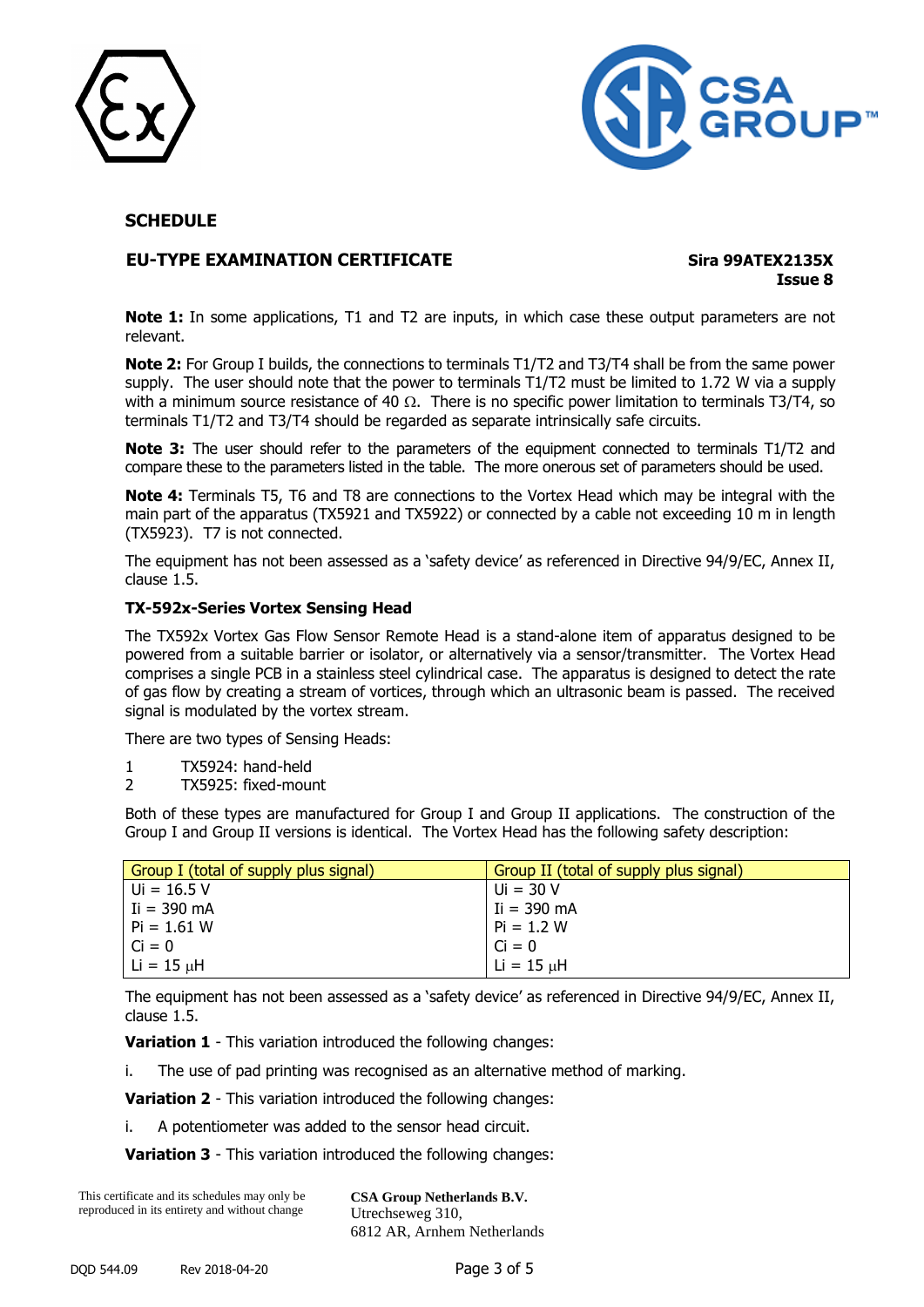## SCHEDULE

**EU-TYPE EXAMINATION CERTIFICATE**

**Sira 99ATEX2135X**
**Issue 8**

**Note 1:** In some applications, T1 and T2 are inputs, in which case these output parameters are not relevant.

**Note 2:** For Group I builds, the connections to terminals T1/T2 and T3/T4 shall be from the same power supply. The user should note that the power to terminals T1/T2 must be limited to 1.72 W via a supply with a minimum source resistance of 40 Ω. There is no specific power limitation to terminals T3/T4, so terminals T1/T2 and T3/T4 should be regarded as separate intrinsically safe circuits.

**Note 3:** The user should refer to the parameters of the equipment connected to terminals T1/T2 and compare these to the parameters listed in the table. The more onerous set of parameters should be used.

**Note 4:** Terminals T5, T6 and T8 are connections to the Vortex Head which may be integral with the main part of the apparatus (TX5921 and TX5922) or connected by a cable not exceeding 10 m in length (TX5923). T7 is not connected.

The equipment has not been assessed as a 'safety device' as referenced in Directive 94/9/EC, Annex II, clause 1.5.

**TX-592x-Series Vortex Sensing Head**

The TX592x Vortex Gas Flow Sensor Remote Head is a stand-alone item of apparatus designed to be powered from a suitable barrier or isolator, or alternatively via a sensor/transmitter. The Vortex Head comprises a single PCB in a stainless steel cylindrical case. The apparatus is designed to detect the rate of gas flow by creating a stream of vortices, through which an ultrasonic beam is passed. The received signal is modulated by the vortex stream.

There are two types of Sensing Heads:

1 TX5924: hand-held
2 TX5925: fixed-mount

Both of these types are manufactured for Group I and Group II applications. The construction of the Group I and Group II versions is identical. The Vortex Head has the following safety description:

| Group I (total of supply plus signal) | Group II (total of supply plus signal) |
|---|---|
| Ui = 16.5 V | Ui = 30 V |
| Ii = 390 mA | Ii = 390 mA |
| Pi = 1.61 W | Pi = 1.2 W |
| Ci = 0 | Ci = 0 |
| Li = 15 μH | Li = 15 μH |

The equipment has not been assessed as a 'safety device' as referenced in Directive 94/9/EC, Annex II, clause 1.5.

**Variation 1** - This variation introduced the following changes:

i. The use of pad printing was recognised as an alternative method of marking.

**Variation 2** - This variation introduced the following changes:

i. A potentiometer was added to the sensor head circuit.

**Variation 3** - This variation introduced the following changes:

This certificate and its schedules may only be reproduced in its entirety and without change

**CSA Group Netherlands B.V.**
Utrechseweg 310,
6812 AR, Arnhem Netherlands

DQD 544.09 Rev 2018-04-20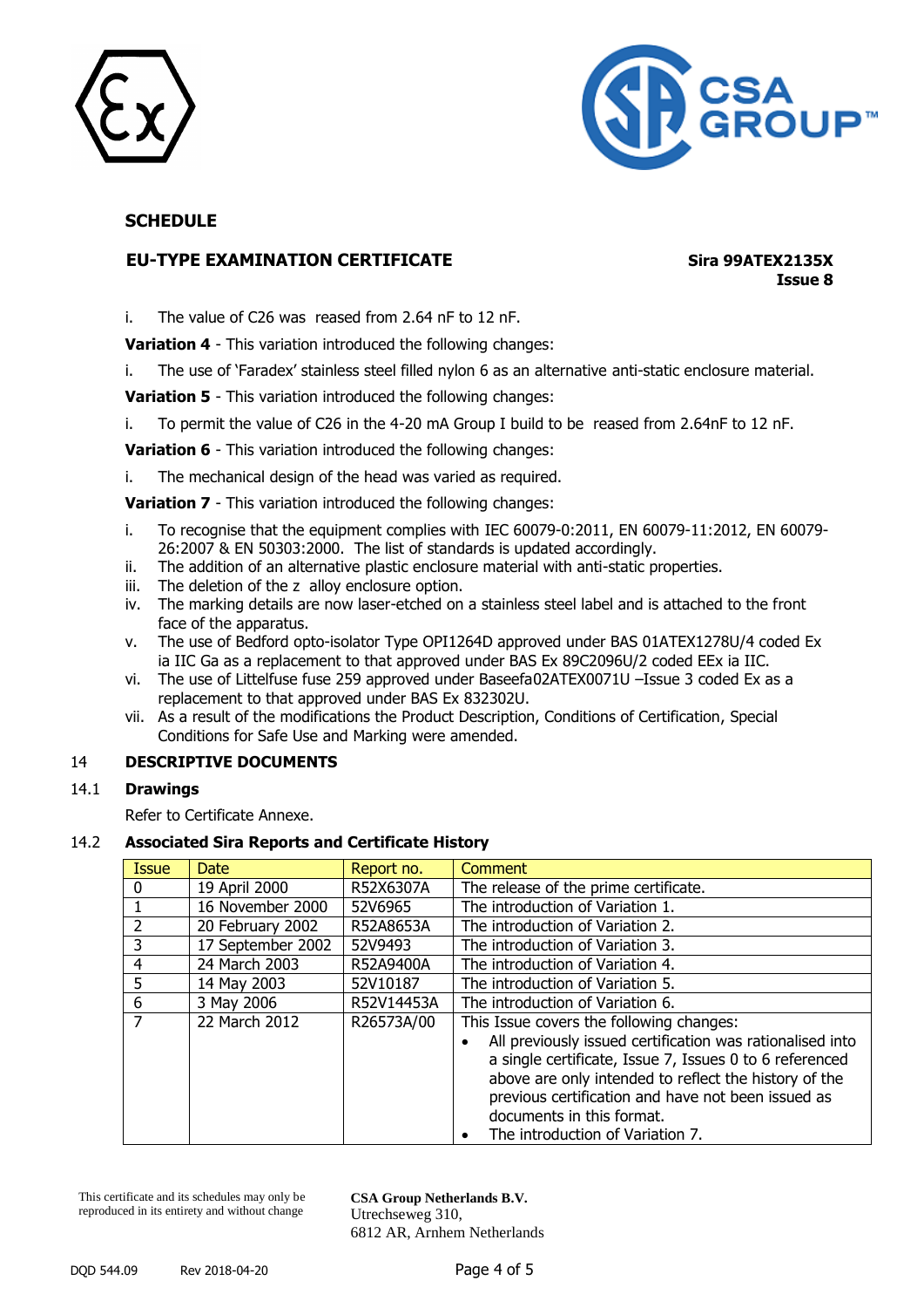## SCHEDULE

### EU-TYPE EXAMINATION CERTIFICATE

**Sira 99ATEX2135X**
**Issue 8**

i. The value of C26 was reased from 2.64 nF to 12 nF.

**Variation 4** - This variation introduced the following changes:

i. The use of 'Faradex' stainless steel filled nylon 6 as an alternative anti-static enclosure material.

**Variation 5** - This variation introduced the following changes:

i. To permit the value of C26 in the 4-20 mA Group I build to be reased from 2.64nF to 12 nF.

**Variation 6** - This variation introduced the following changes:

i. The mechanical design of the head was varied as required.

**Variation 7** - This variation introduced the following changes:

i. To recognise that the equipment complies with IEC 60079-0:2011, EN 60079-11:2012, EN 60079-26:2007 & EN 50303:2000. The list of standards is updated accordingly.
ii. The addition of an alternative plastic enclosure material with anti-static properties.
iii. The deletion of the z alloy enclosure option.
iv. The marking details are now laser-etched on a stainless steel label and is attached to the front face of the apparatus.
v. The use of Bedford opto-isolator Type OPI1264D approved under BAS 01ATEX1278U/4 coded Ex ia IIC Ga as a replacement to that approved under BAS Ex 89C2096U/2 coded EEx ia IIC.
vi. The use of Littelfuse fuse 259 approved under Baseefa02ATEX0071U –Issue 3 coded Ex as a replacement to that approved under BAS Ex 832302U.
vii. As a result of the modifications the Product Description, Conditions of Certification, Special Conditions for Safe Use and Marking were amended.

## 14 DESCRIPTIVE DOCUMENTS

### 14.1 Drawings

Refer to Certificate Annexe.

### 14.2 Associated Sira Reports and Certificate History

| Issue | Date | Report no. | Comment |
|---|---|---|---|
| 0 | 19 April 2000 | R52X6307A | The release of the prime certificate. |
| 1 | 16 November 2000 | 52V6965 | The introduction of Variation 1. |
| 2 | 20 February 2002 | R52A8653A | The introduction of Variation 2. |
| 3 | 17 September 2002 | 52V9493 | The introduction of Variation 3. |
| 4 | 24 March 2003 | R52A9400A | The introduction of Variation 4. |
| 5 | 14 May 2003 | 52V10187 | The introduction of Variation 5. |
| 6 | 3 May 2006 | R52V14453A | The introduction of Variation 6. |
| 7 | 22 March 2012 | R26573A/00 | This Issue covers the following changes:<br>• All previously issued certification was rationalised into a single certificate, Issue 7, Issues 0 to 6 referenced above are only intended to reflect the history of the previous certification and have not been issued as documents in this format.<br>• The introduction of Variation 7. |

This certificate and its schedules may only be reproduced in its entirety and without change

**CSA Group Netherlands B.V.**
Utrechseweg 310,
6812 AR, Arnhem Netherlands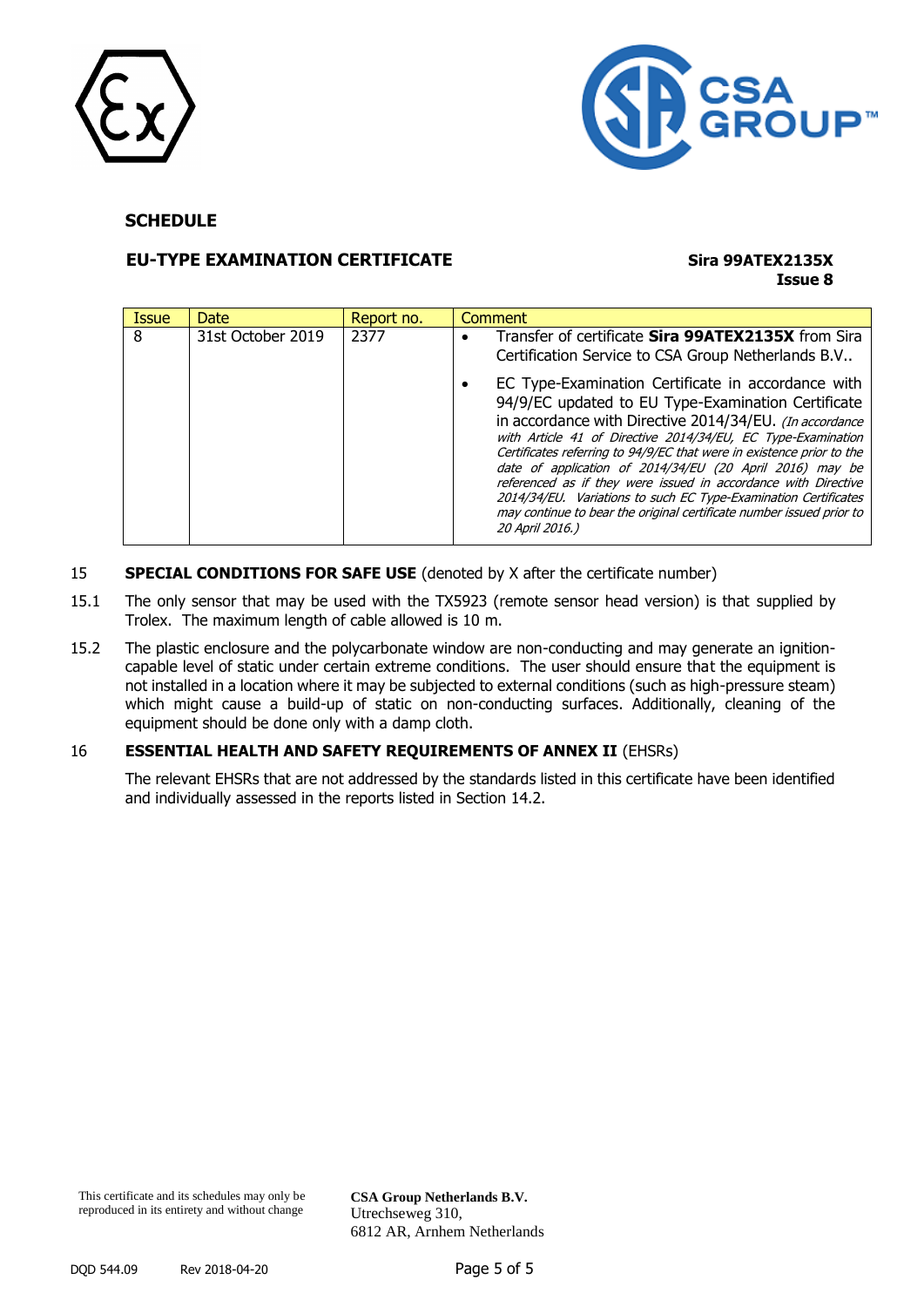**SCHEDULE**

**EU-TYPE EXAMINATION CERTIFICATE**

**Sira 99ATEX2135X**
**Issue 8**

| Issue | Date | Report no. | Comment |
|---|---|---|---|
| 8 | 31st October 2019 | 2377 | • Transfer of certificate **Sira 99ATEX2135X** from Sira Certification Service to CSA Group Netherlands B.V.. <br> • EC Type-Examination Certificate in accordance with 94/9/EC updated to EU Type-Examination Certificate in accordance with Directive 2014/34/EU. *(In accordance with Article 41 of Directive 2014/34/EU, EC Type-Examination Certificates referring to 94/9/EC that were in existence prior to the date of application of 2014/34/EU (20 April 2016) may be referenced as if they were issued in accordance with Directive 2014/34/EU. Variations to such EC Type-Examination Certificates may continue to bear the original certificate number issued prior to 20 April 2016.)* |

15 **SPECIAL CONDITIONS FOR SAFE USE** (denoted by X after the certificate number)

15.1 The only sensor that may be used with the TX5923 (remote sensor head version) is that supplied by Trolex. The maximum length of cable allowed is 10 m.

15.2 The plastic enclosure and the polycarbonate window are non-conducting and may generate an ignition-capable level of static under certain extreme conditions. The user should ensure that the equipment is not installed in a location where it may be subjected to external conditions (such as high-pressure steam) which might cause a build-up of static on non-conducting surfaces. Additionally, cleaning of the equipment should be done only with a damp cloth.

16 **ESSENTIAL HEALTH AND SAFETY REQUIREMENTS OF ANNEX II** (EHSRs)

The relevant EHSRs that are not addressed by the standards listed in this certificate have been identified and individually assessed in the reports listed in Section 14.2.

This certificate and its schedules may only be reproduced in its entirety and without change

**CSA Group Netherlands B.V.**
Utrechseweg 310,
6812 AR, Arnhem Netherlands

DQD 544.09 Rev 2018-04-20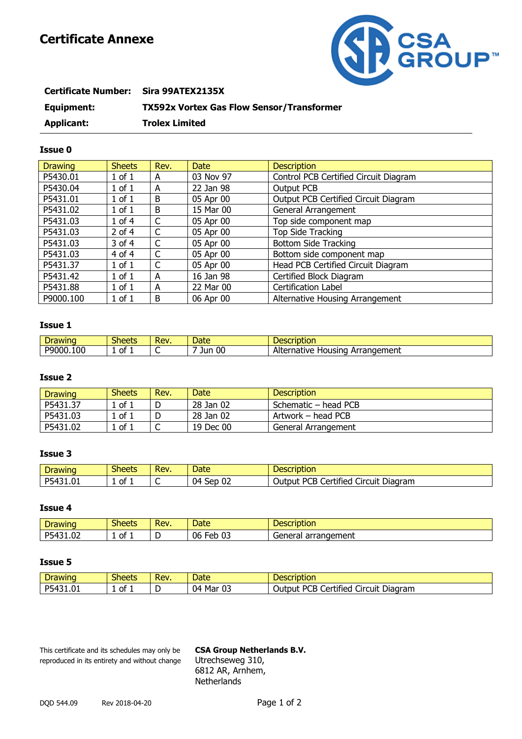# Certificate Annexe

| | |
|---|---|
| **Certificate Number:** | **Sira 99ATEX2135X** |
| **Equipment:** | **TX592x Vortex Gas Flow Sensor/Transformer** |
| **Applicant:** | **Trolex Limited** |

### Issue 0

| Drawing | Sheets | Rev. | Date | Description |
|---|---|---|---|---|
| P5430.01 | 1 of 1 | A | 03 Nov 97 | Control PCB Certified Circuit Diagram |
| P5430.04 | 1 of 1 | A | 22 Jan 98 | Output PCB |
| P5431.01 | 1 of 1 | B | 05 Apr 00 | Output PCB Certified Circuit Diagram |
| P5431.02 | 1 of 1 | B | 15 Mar 00 | General Arrangement |
| P5431.03 | 1 of 4 | C | 05 Apr 00 | Top side component map |
| P5431.03 | 2 of 4 | C | 05 Apr 00 | Top Side Tracking |
| P5431.03 | 3 of 4 | C | 05 Apr 00 | Bottom Side Tracking |
| P5431.03 | 4 of 4 | C | 05 Apr 00 | Bottom side component map |
| P5431.37 | 1 of 1 | C | 05 Apr 00 | Head PCB Certified Circuit Diagram |
| P5431.42 | 1 of 1 | A | 16 Jan 98 | Certified Block Diagram |
| P5431.88 | 1 of 1 | A | 22 Mar 00 | Certification Label |
| P9000.100 | 1 of 1 | B | 06 Apr 00 | Alternative Housing Arrangement |

### Issue 1

| Drawing | Sheets | Rev. | Date | Description |
|---|---|---|---|---|
| P9000.100 | 1 of 1 | C | 7 Jun 00 | Alternative Housing Arrangement |

### Issue 2

| Drawing | Sheets | Rev. | Date | Description |
|---|---|---|---|---|
| P5431.37 | 1 of 1 | D | 28 Jan 02 | Schematic – head PCB |
| P5431.03 | 1 of 1 | D | 28 Jan 02 | Artwork – head PCB |
| P5431.02 | 1 of 1 | C | 19 Dec 00 | General Arrangement |

### Issue 3

| Drawing | Sheets | Rev. | Date | Description |
|---|---|---|---|---|
| P5431.01 | 1 of 1 | C | 04 Sep 02 | Output PCB Certified Circuit Diagram |

### Issue 4

| Drawing | Sheets | Rev. | Date | Description |
|---|---|---|---|---|
| P5431.02 | 1 of 1 | D | 06 Feb 03 | General arrangement |

### Issue 5

| Drawing | Sheets | Rev. | Date | Description |
|---|---|---|---|---|
| P5431.01 | 1 of 1 | D | 04 Mar 03 | Output PCB Certified Circuit Diagram |

This certificate and its schedules may only be reproduced in its entirety and without change

**CSA Group Netherlands B.V.**
Utrechseweg 310,
6812 AR, Arnhem,
Netherlands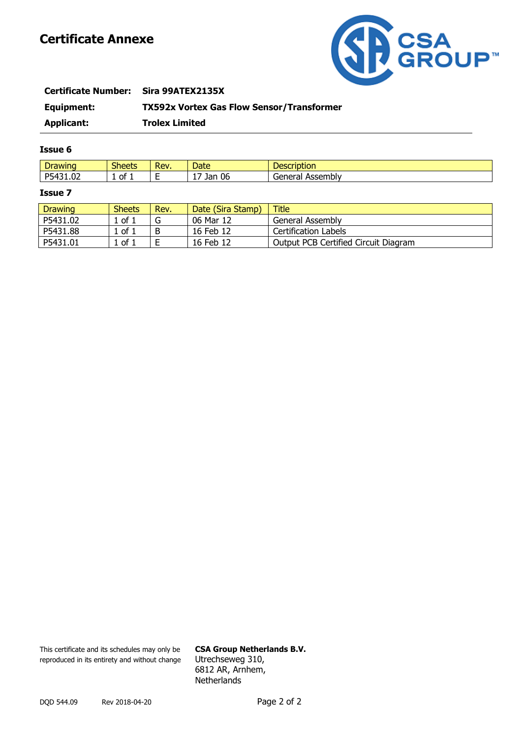# Certificate Annexe

**Certificate Number:** **Sira 99ATEX2135X**

**Equipment:** **TX592x Vortex Gas Flow Sensor/Transformer**

**Applicant:** **Trolex Limited**

**Issue 6**

| Drawing | Sheets | Rev. | Date | Description |
| --- | --- | --- | --- | --- |
| P5431.02 | 1 of 1 | E | 17 Jan 06 | General Assembly |

**Issue 7**

| Drawing | Sheets | Rev. | Date (Sira Stamp) | Title |
| --- | --- | --- | --- | --- |
| P5431.02 | 1 of 1 | G | 06 Mar 12 | General Assembly |
| P5431.88 | 1 of 1 | B | 16 Feb 12 | Certification Labels |
| P5431.01 | 1 of 1 | E | 16 Feb 12 | Output PCB Certified Circuit Diagram |

This certificate and its schedules may only be reproduced in its entirety and without change

**CSA Group Netherlands B.V.**
Utrechseweg 310,
6812 AR, Arnhem,
Netherlands

DQD 544.09 Rev 2018-04-20